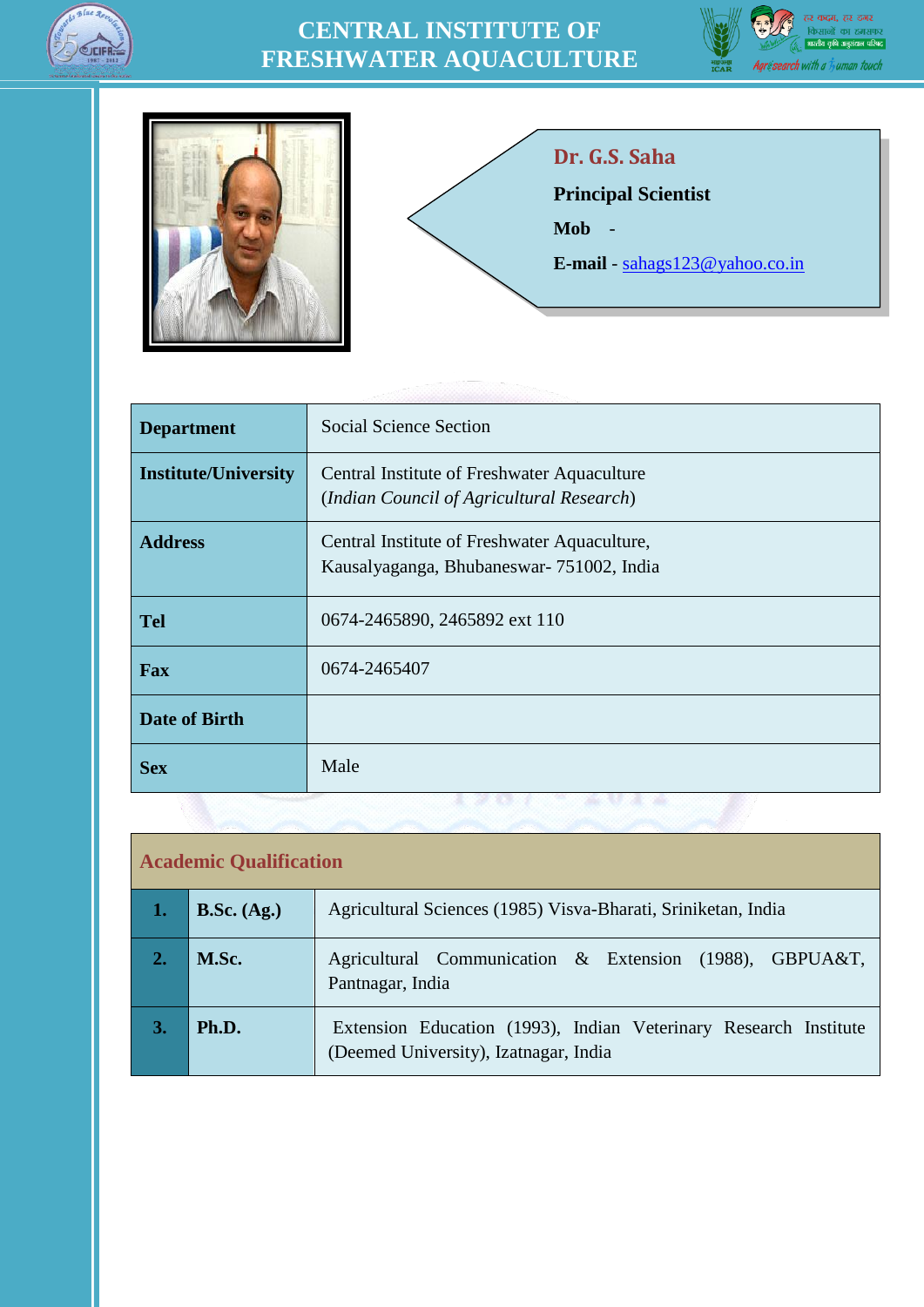# CENTRAL INSTITUTE OF FRESHWATER AQUACULTURE

## Dr. G.S. Saha

**Principal Scientist**

**Mob** -

**E-mail** - sahags123@yahoo.co.in

| | |
|---|---|
| **Department** | Social Science Section |
| **Institute/University** | Central Institute of Freshwater Aquaculture (*Indian Council of Agricultural Research*) |
| **Address** | Central Institute of Freshwater Aquaculture, Kausalyaganga, Bhubaneswar- 751002, India |
| **Tel** | 0674-2465890, 2465892 ext 110 |
| **Fax** | 0674-2465407 |
| **Date of Birth** | |
| **Sex** | Male |

## Academic Qualification

| | | |
|---|---|---|
| **1.** | **B.Sc. (Ag.)** | Agricultural Sciences (1985) Visva-Bharati, Sriniketan, India |
| **2.** | **M.Sc.** | Agricultural Communication & Extension (1988), GBPUA&T, Pantnagar, India |
| **3.** | **Ph.D.** | Extension Education (1993), Indian Veterinary Research Institute (Deemed University), Izatnagar, India |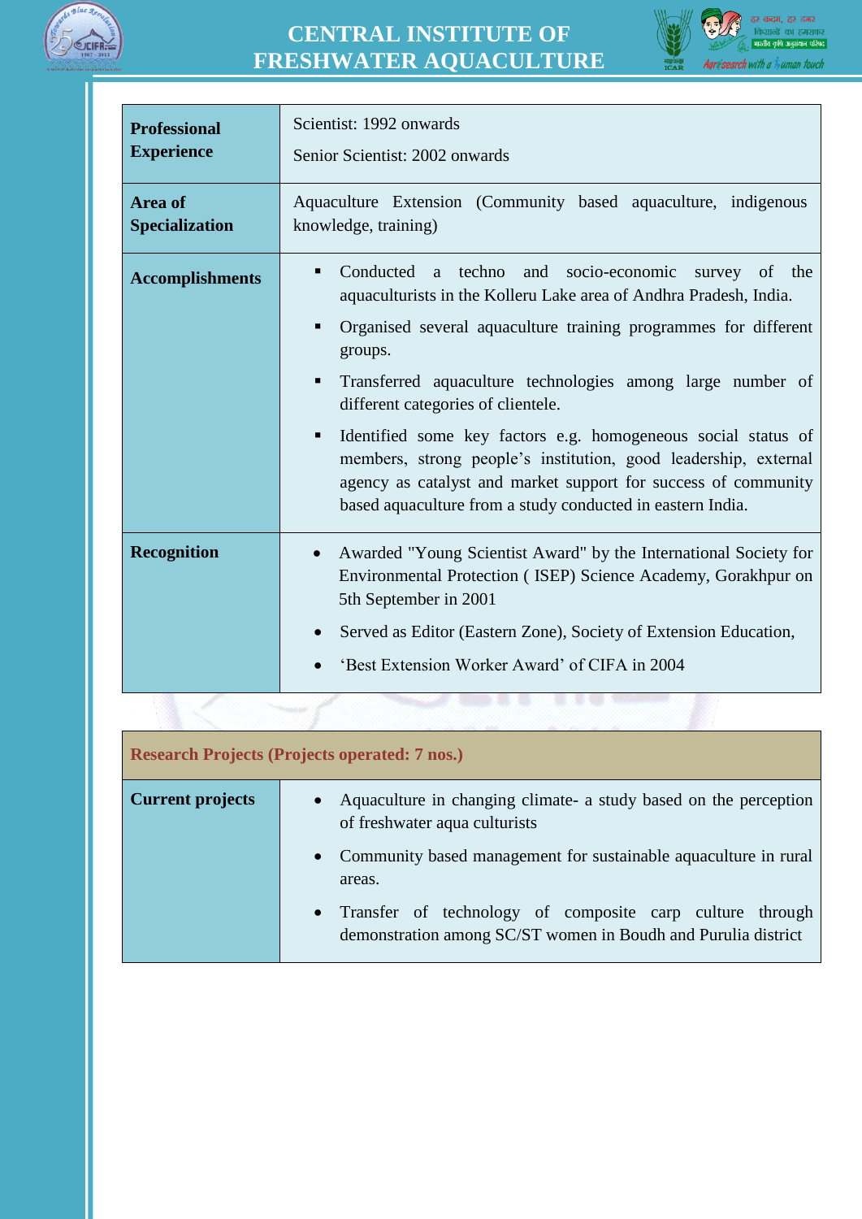| | |
|---|---|
| **Professional Experience** | Scientist: 1992 onwards<br>Senior Scientist: 2002 onwards |
| **Area of Specialization** | Aquaculture Extension (Community based aquaculture, indigenous knowledge, training) |
| **Accomplishments** | ▪ Conducted a techno and socio-economic survey of the aquaculturists in the Kolleru Lake area of Andhra Pradesh, India.<br>▪ Organised several aquaculture training programmes for different groups.<br>▪ Transferred aquaculture technologies among large number of different categories of clientele.<br>▪ Identified some key factors e.g. homogeneous social status of members, strong people's institution, good leadership, external agency as catalyst and market support for success of community based aquaculture from a study conducted in eastern India. |
| **Recognition** | • Awarded "Young Scientist Award" by the International Society for Environmental Protection ( ISEP) Science Academy, Gorakhpur on 5th September in 2001<br>• Served as Editor (Eastern Zone), Society of Extension Education,<br>• 'Best Extension Worker Award' of CIFA in 2004 |

| **Research Projects (Projects operated: 7 nos.)** | |
|---|---|
| **Current projects** | • Aquaculture in changing climate- a study based on the perception of freshwater aqua culturists<br>• Community based management for sustainable aquaculture in rural areas.<br>• Transfer of technology of composite carp culture through demonstration among SC/ST women in Boudh and Purulia district |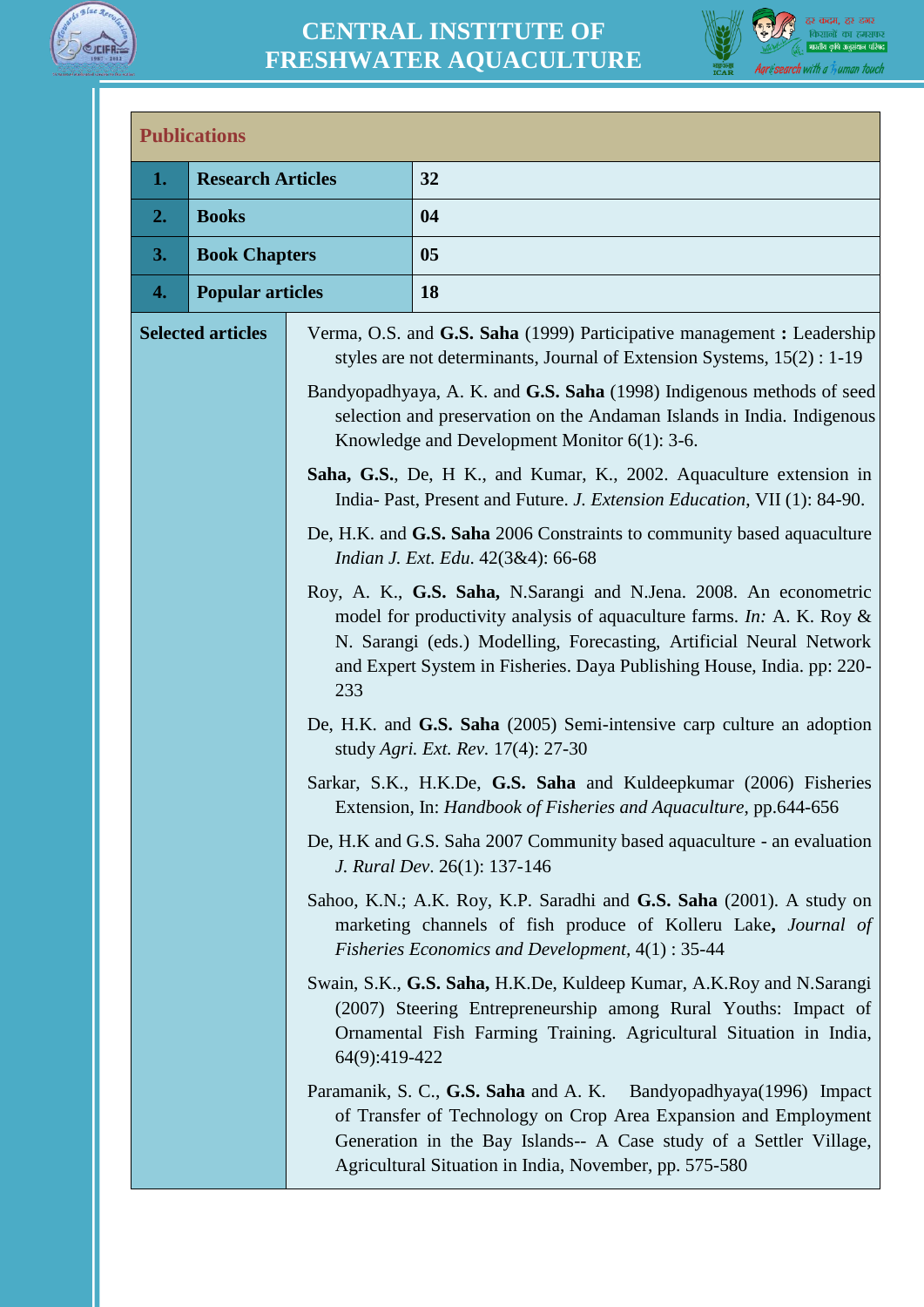## Publications

| | | |
|---|---|---|
| **1.** | **Research Articles** | **32** |
| **2.** | **Books** | **04** |
| **3.** | **Book Chapters** | **05** |
| **4.** | **Popular articles** | **18** |

**Selected articles**

Verma, O.S. and **G.S. Saha** (1999) Participative management **:** Leadership styles are not determinants, Journal of Extension Systems, 15(2) : 1-19

Bandyopadhyaya, A. K. and **G.S. Saha** (1998) Indigenous methods of seed selection and preservation on the Andaman Islands in India. Indigenous Knowledge and Development Monitor 6(1): 3-6.

**Saha, G.S.**, De, H K., and Kumar, K., 2002. Aquaculture extension in India- Past, Present and Future. *J. Extension Education*, VII (1): 84-90.

De, H.K. and **G.S. Saha** 2006 Constraints to community based aquaculture *Indian J. Ext. Edu*. 42(3&4): 66-68

Roy, A. K., **G.S. Saha,** N.Sarangi and N.Jena. 2008. An econometric model for productivity analysis of aquaculture farms. *In:* A. K. Roy & N. Sarangi (eds.) Modelling, Forecasting, Artificial Neural Network and Expert System in Fisheries. Daya Publishing House, India. pp: 220-233

De, H.K. and **G.S. Saha** (2005) Semi-intensive carp culture an adoption study *Agri. Ext. Rev.* 17(4): 27-30

Sarkar, S.K., H.K.De, **G.S. Saha** and Kuldeepkumar (2006) Fisheries Extension, In: *Handbook of Fisheries and Aquaculture*, pp.644-656

De, H.K and G.S. Saha 2007 Community based aquaculture - an evaluation *J. Rural Dev*. 26(1): 137-146

Sahoo, K.N.; A.K. Roy, K.P. Saradhi and **G.S. Saha** (2001). A study on marketing channels of fish produce of Kolleru Lake**,** *Journal of Fisheries Economics and Development,* 4(1) : 35-44

Swain, S.K., **G.S. Saha,** H.K.De, Kuldeep Kumar, A.K.Roy and N.Sarangi (2007) Steering Entrepreneurship among Rural Youths: Impact of Ornamental Fish Farming Training. Agricultural Situation in India, 64(9):419-422

Paramanik, S. C., **G.S. Saha** and A. K. Bandyopadhyaya(1996) Impact of Transfer of Technology on Crop Area Expansion and Employment Generation in the Bay Islands-- A Case study of a Settler Village, Agricultural Situation in India, November, pp. 575-580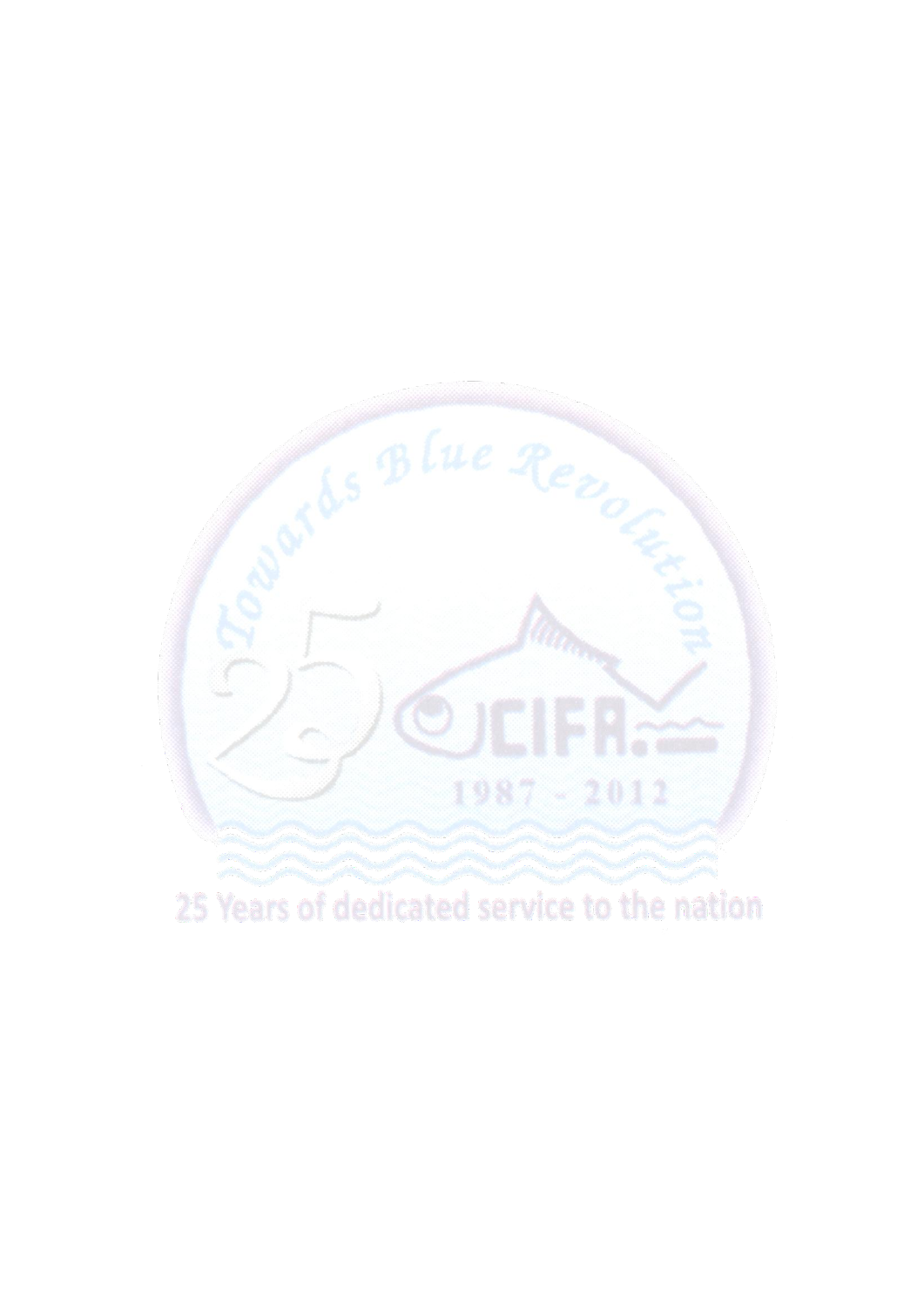Towards Blue Revolution

CIFA

1987 - 2012

25 Years of dedicated service to the nation